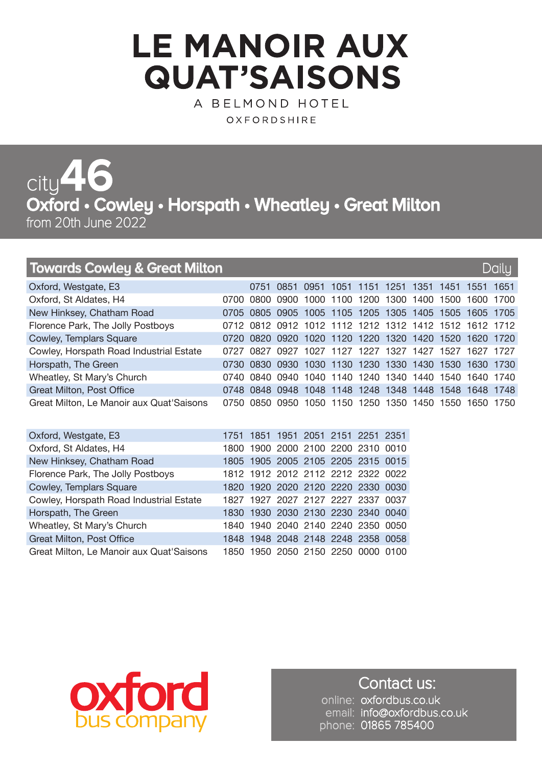# LE MANOIR AUX QUAT'SAISONS

A BELMOND HOTEL

OXFORDSHIRE

## city46

## Oxford • Cowley • Horspath • Wheatley • Great Milton

from 20th June 2022

### Towards Cowley & Great Milton — Daily

| Stop | | | | | | | | | | | |
|---|---|---|---|---|---|---|---|---|---|---|---|
| Oxford, Westgate, E3 | | 0751 | 0851 | 0951 | 1051 | 1151 | 1251 | 1351 | 1451 | 1551 | 1651 |
| Oxford, St Aldates, H4 | 0700 | 0800 | 0900 | 1000 | 1100 | 1200 | 1300 | 1400 | 1500 | 1600 | 1700 |
| New Hinksey, Chatham Road | 0705 | 0805 | 0905 | 1005 | 1105 | 1205 | 1305 | 1405 | 1505 | 1605 | 1705 |
| Florence Park, The Jolly Postboys | 0712 | 0812 | 0912 | 1012 | 1112 | 1212 | 1312 | 1412 | 1512 | 1612 | 1712 |
| Cowley, Templars Square | 0720 | 0820 | 0920 | 1020 | 1120 | 1220 | 1320 | 1420 | 1520 | 1620 | 1720 |
| Cowley, Horspath Road Industrial Estate | 0727 | 0827 | 0927 | 1027 | 1127 | 1227 | 1327 | 1427 | 1527 | 1627 | 1727 |
| Horspath, The Green | 0730 | 0830 | 0930 | 1030 | 1130 | 1230 | 1330 | 1430 | 1530 | 1630 | 1730 |
| Wheatley, St Mary's Church | 0740 | 0840 | 0940 | 1040 | 1140 | 1240 | 1340 | 1440 | 1540 | 1640 | 1740 |
| Great Milton, Post Office | 0748 | 0848 | 0948 | 1048 | 1148 | 1248 | 1348 | 1448 | 1548 | 1648 | 1748 |
| Great Milton, Le Manoir aux Quat'Saisons | 0750 | 0850 | 0950 | 1050 | 1150 | 1250 | 1350 | 1450 | 1550 | 1650 | 1750 |

| Stop | | | | | | | |
|---|---|---|---|---|---|---|---|
| Oxford, Westgate, E3 | 1751 | 1851 | 1951 | 2051 | 2151 | 2251 | 2351 |
| Oxford, St Aldates, H4 | 1800 | 1900 | 2000 | 2100 | 2200 | 2310 | 0010 |
| New Hinksey, Chatham Road | 1805 | 1905 | 2005 | 2105 | 2205 | 2315 | 0015 |
| Florence Park, The Jolly Postboys | 1812 | 1912 | 2012 | 2112 | 2212 | 2322 | 0022 |
| Cowley, Templars Square | 1820 | 1920 | 2020 | 2120 | 2220 | 2330 | 0030 |
| Cowley, Horspath Road Industrial Estate | 1827 | 1927 | 2027 | 2127 | 2227 | 2337 | 0037 |
| Horspath, The Green | 1830 | 1930 | 2030 | 2130 | 2230 | 2340 | 0040 |
| Wheatley, St Mary's Church | 1840 | 1940 | 2040 | 2140 | 2240 | 2350 | 0050 |
| Great Milton, Post Office | 1848 | 1948 | 2048 | 2148 | 2248 | 2358 | 0058 |
| Great Milton, Le Manoir aux Quat'Saisons | 1850 | 1950 | 2050 | 2150 | 2250 | 0000 | 0100 |

oxford bus company

**Contact us:**

online: oxfordbus.co.uk
email: info@oxfordbus.co.uk
phone: 01865 785400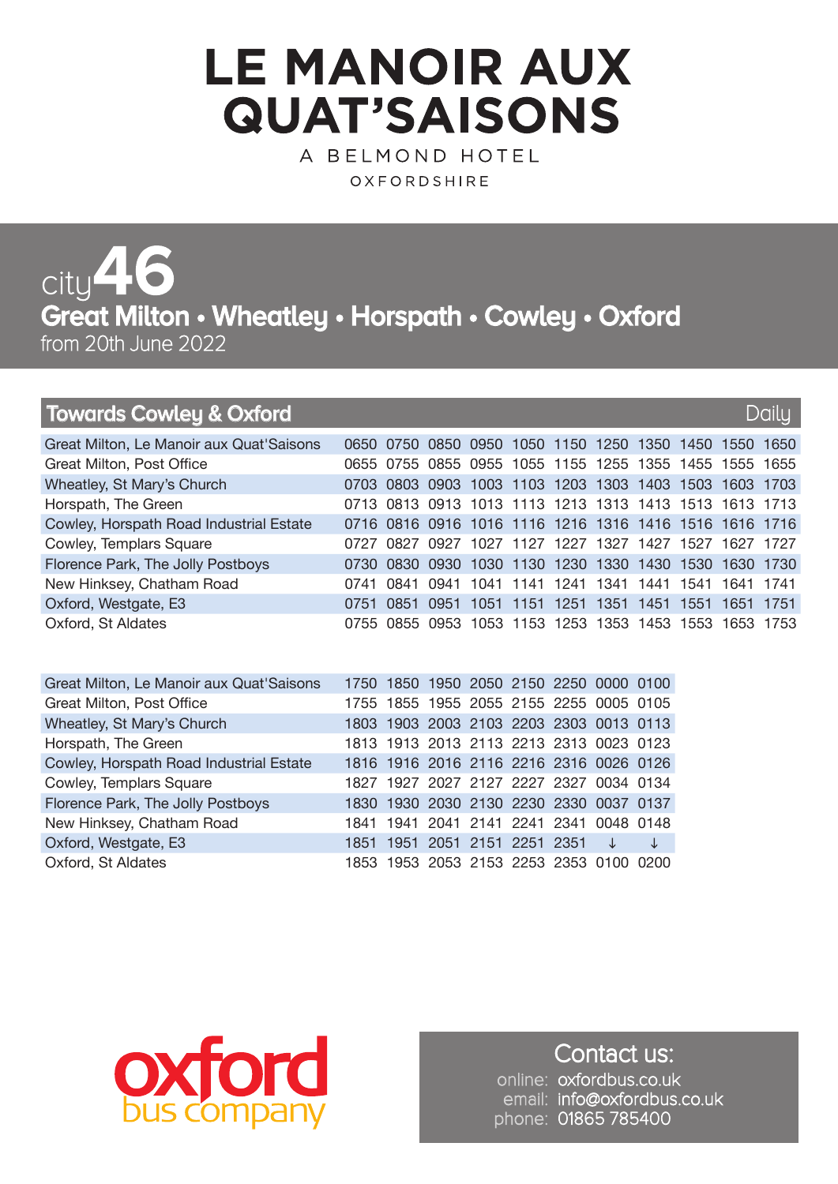# LE MANOIR AUX QUAT'SAISONS

A BELMOND HOTEL

OXFORDSHIRE

## city46

**Great Milton • Wheatley • Horspath • Cowley • Oxford**

from 20th June 2022

### Towards Cowley & Oxford

Daily

| | | | | | | | | | | | |
|---|---|---|---|---|---|---|---|---|---|---|---|
| Great Milton, Le Manoir aux Quat'Saisons | 0650 | 0750 | 0850 | 0950 | 1050 | 1150 | 1250 | 1350 | 1450 | 1550 | 1650 |
| Great Milton, Post Office | 0655 | 0755 | 0855 | 0955 | 1055 | 1155 | 1255 | 1355 | 1455 | 1555 | 1655 |
| Wheatley, St Mary's Church | 0703 | 0803 | 0903 | 1003 | 1103 | 1203 | 1303 | 1403 | 1503 | 1603 | 1703 |
| Horspath, The Green | 0713 | 0813 | 0913 | 1013 | 1113 | 1213 | 1313 | 1413 | 1513 | 1613 | 1713 |
| Cowley, Horspath Road Industrial Estate | 0716 | 0816 | 0916 | 1016 | 1116 | 1216 | 1316 | 1416 | 1516 | 1616 | 1716 |
| Cowley, Templars Square | 0727 | 0827 | 0927 | 1027 | 1127 | 1227 | 1327 | 1427 | 1527 | 1627 | 1727 |
| Florence Park, The Jolly Postboys | 0730 | 0830 | 0930 | 1030 | 1130 | 1230 | 1330 | 1430 | 1530 | 1630 | 1730 |
| New Hinksey, Chatham Road | 0741 | 0841 | 0941 | 1041 | 1141 | 1241 | 1341 | 1441 | 1541 | 1641 | 1741 |
| Oxford, Westgate, E3 | 0751 | 0851 | 0951 | 1051 | 1151 | 1251 | 1351 | 1451 | 1551 | 1651 | 1751 |
| Oxford, St Aldates | 0755 | 0855 | 0953 | 1053 | 1153 | 1253 | 1353 | 1453 | 1553 | 1653 | 1753 |

| | | | | | | | | |
|---|---|---|---|---|---|---|---|---|
| Great Milton, Le Manoir aux Quat'Saisons | 1750 | 1850 | 1950 | 2050 | 2150 | 2250 | 0000 | 0100 |
| Great Milton, Post Office | 1755 | 1855 | 1955 | 2055 | 2155 | 2255 | 0005 | 0105 |
| Wheatley, St Mary's Church | 1803 | 1903 | 2003 | 2103 | 2203 | 2303 | 0013 | 0113 |
| Horspath, The Green | 1813 | 1913 | 2013 | 2113 | 2213 | 2313 | 0023 | 0123 |
| Cowley, Horspath Road Industrial Estate | 1816 | 1916 | 2016 | 2116 | 2216 | 2316 | 0026 | 0126 |
| Cowley, Templars Square | 1827 | 1927 | 2027 | 2127 | 2227 | 2327 | 0034 | 0134 |
| Florence Park, The Jolly Postboys | 1830 | 1930 | 2030 | 2130 | 2230 | 2330 | 0037 | 0137 |
| New Hinksey, Chatham Road | 1841 | 1941 | 2041 | 2141 | 2241 | 2341 | 0048 | 0148 |
| Oxford, Westgate, E3 | 1851 | 1951 | 2051 | 2151 | 2251 | 2351 | ↓ | ↓ |
| Oxford, St Aldates | 1853 | 1953 | 2053 | 2153 | 2253 | 2353 | 0100 | 0200 |

oxford bus company

## Contact us:

online: oxfordbus.co.uk
email: info@oxfordbus.co.uk
phone: 01865 785400